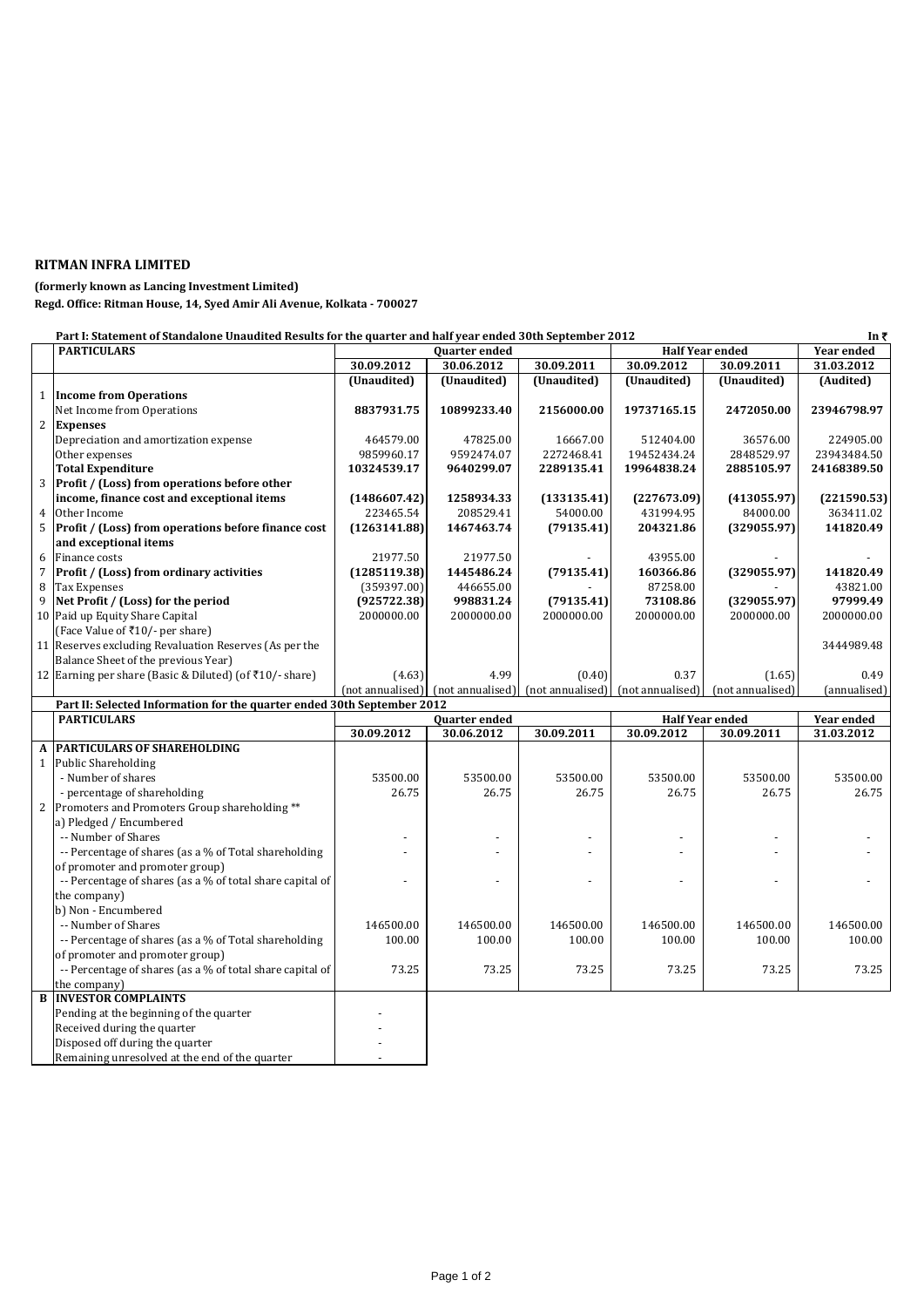**RITMAN INFRA LIMITED**

**(formerly known as Lancing Investment Limited)**

**Regd. Office: Ritman House, 14, Syed Amir Ali Avenue, Kolkata - 700027**

**Part I: Statement of Standalone Unaudited Results for the quarter and half year ended 30th September 2012** — In ₹

| | PARTICULARS | Quarter ended | | | Half Year ended | | Year ended |
|---|---|---|---|---|---|---|---|
| | | 30.09.2012 | 30.06.2012 | 30.09.2011 | 30.09.2012 | 30.09.2011 | 31.03.2012 |
| | | (Unaudited) | (Unaudited) | (Unaudited) | (Unaudited) | (Unaudited) | (Audited) |
| 1 | **Income from Operations** | | | | | | |
| | Net Income from Operations | **8837931.75** | **10899233.40** | **2156000.00** | **19737165.15** | **2472050.00** | **23946798.97** |
| 2 | **Expenses** | | | | | | |
| | Depreciation and amortization expense | 464579.00 | 47825.00 | 16667.00 | 512404.00 | 36576.00 | 224905.00 |
| | Other expenses | 9859960.17 | 9592474.07 | 2272468.41 | 19452434.24 | 2848529.97 | 23943484.50 |
| | **Total Expenditure** | **10324539.17** | **9640299.07** | **2289135.41** | **19964838.24** | **2885105.97** | **24168389.50** |
| 3 | **Profit / (Loss) from operations before other income, finance cost and exceptional items** | **(1486607.42)** | **1258934.33** | **(133135.41)** | **(227673.09)** | **(413055.97)** | **(221590.53)** |
| 4 | Other Income | 223465.54 | 208529.41 | 54000.00 | 431994.95 | 84000.00 | 363411.02 |
| 5 | **Profit / (Loss) from operations before finance cost and exceptional items** | **(1263141.88)** | **1467463.74** | **(79135.41)** | **204321.86** | **(329055.97)** | **141820.49** |
| 6 | Finance costs | 21977.50 | 21977.50 | - | 43955.00 | - | - |
| 7 | **Profit / (Loss) from ordinary activities** | **(1285119.38)** | **1445486.24** | **(79135.41)** | **160366.86** | **(329055.97)** | **141820.49** |
| 8 | Tax Expenses | (359397.00) | 446655.00 | - | 87258.00 | - | 43821.00 |
| 9 | **Net Profit / (Loss) for the period** | **(925722.38)** | **998831.24** | **(79135.41)** | **73108.86** | **(329055.97)** | **97999.49** |
| 10 | Paid up Equity Share Capital (Face Value of ₹10/- per share) | 2000000.00 | 2000000.00 | 2000000.00 | 2000000.00 | 2000000.00 | 2000000.00 |
| 11 | Reserves excluding Revaluation Reserves (As per the Balance Sheet of the previous Year) | | | | | | 3444989.48 |
| 12 | Earning per share (Basic & Diluted) (of ₹10/- share) | (4.63) | 4.99 | (0.40) | 0.37 | (1.65) | 0.49 |
| | | (not annualised) | (not annualised) | (not annualised) | (not annualised) | (not annualised) | (annualised) |

**Part II: Selected Information for the quarter ended 30th September 2012**

| | PARTICULARS | Quarter ended | | | Half Year ended | | Year ended |
|---|---|---|---|---|---|---|---|
| | | 30.09.2012 | 30.06.2012 | 30.09.2011 | 30.09.2012 | 30.09.2011 | 31.03.2012 |
| A | **PARTICULARS OF SHAREHOLDING** | | | | | | |
| 1 | Public Shareholding | | | | | | |
| | - Number of shares | 53500.00 | 53500.00 | 53500.00 | 53500.00 | 53500.00 | 53500.00 |
| | - percentage of shareholding | 26.75 | 26.75 | 26.75 | 26.75 | 26.75 | 26.75 |
| 2 | Promoters and Promoters Group shareholding ** | | | | | | |
| | a) Pledged / Encumbered | | | | | | |
| | -- Number of Shares | - | - | - | - | - | - |
| | -- Percentage of shares (as a % of Total shareholding of promoter and promoter group) | - | - | - | - | - | - |
| | -- Percentage of shares (as a % of total share capital of the company) | - | - | - | - | - | - |
| | b) Non - Encumbered | | | | | | |
| | -- Number of Shares | 146500.00 | 146500.00 | 146500.00 | 146500.00 | 146500.00 | 146500.00 |
| | -- Percentage of shares (as a % of Total shareholding of promoter and promoter group) | 100.00 | 100.00 | 100.00 | 100.00 | 100.00 | 100.00 |
| | -- Percentage of shares (as a % of total share capital of the company) | 73.25 | 73.25 | 73.25 | 73.25 | 73.25 | 73.25 |

| | | |
|---|---|---|
| B | **INVESTOR COMPLAINTS** | |
| | Pending at the beginning of the quarter | - |
| | Received during the quarter | - |
| | Disposed off during the quarter | - |
| | Remaining unresolved at the end of the quarter | - |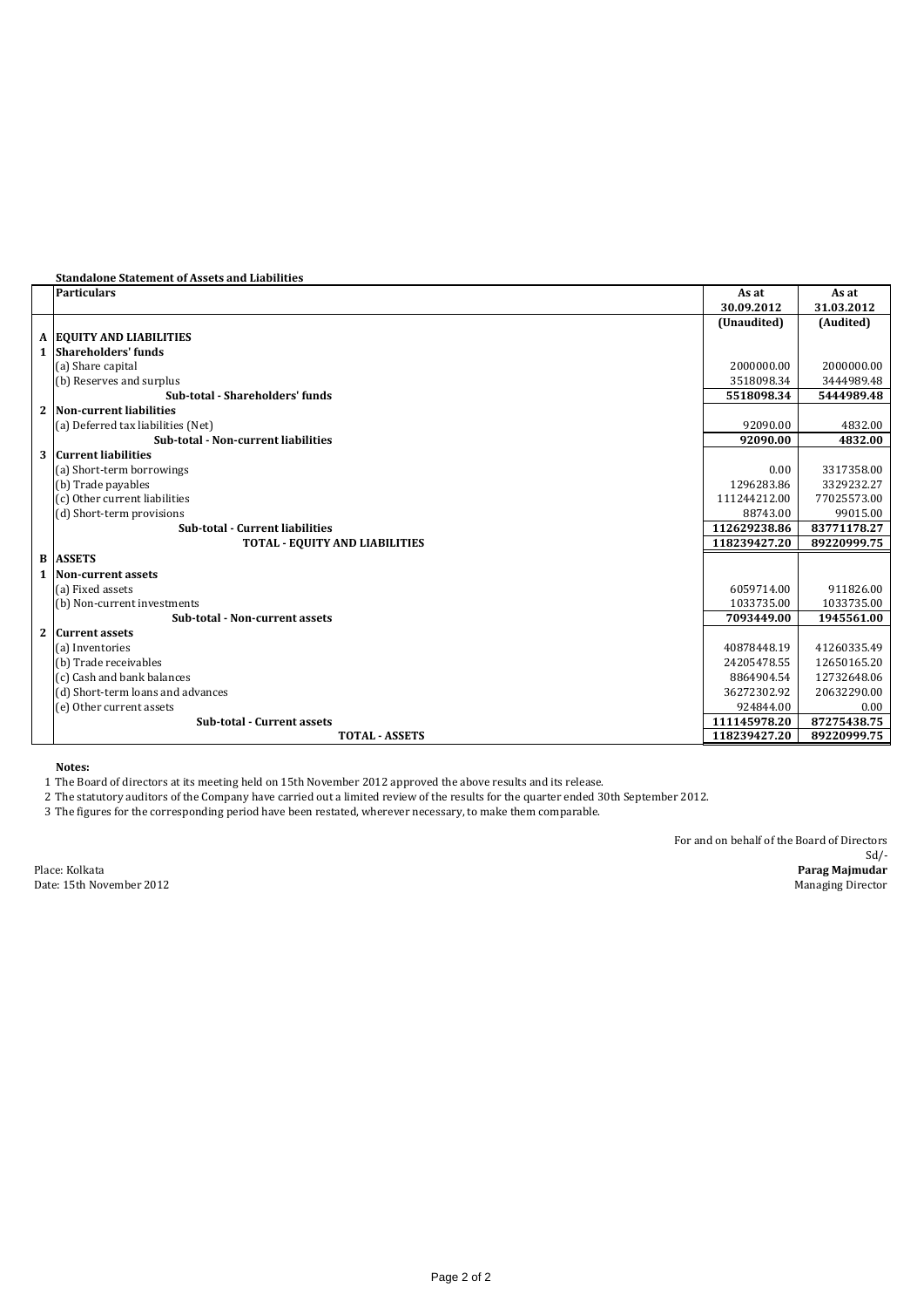**Standalone Statement of Assets and Liabilities**

| | Particulars | As at 30.09.2012 | As at 31.03.2012 |
|---|---|---|---|
| | | (Unaudited) | (Audited) |
| A | **EQUITY AND LIABILITIES** | | |
| 1 | **Shareholders' funds** | | |
| | (a) Share capital | 2000000.00 | 2000000.00 |
| | (b) Reserves and surplus | 3518098.34 | 3444989.48 |
| | **Sub-total - Shareholders' funds** | **5518098.34** | **5444989.48** |
| 2 | **Non-current liabilities** | | |
| | (a) Deferred tax liabilities (Net) | 92090.00 | 4832.00 |
| | **Sub-total - Non-current liabilities** | **92090.00** | **4832.00** |
| 3 | **Current liabilities** | | |
| | (a) Short-term borrowings | 0.00 | 3317358.00 |
| | (b) Trade payables | 1296283.86 | 3329232.27 |
| | (c) Other current liabilities | 111244212.00 | 77025573.00 |
| | (d) Short-term provisions | 88743.00 | 99015.00 |
| | **Sub-total - Current liabilities** | **112629238.86** | **83771178.27** |
| | **TOTAL - EQUITY AND LIABILITIES** | **118239427.20** | **89220999.75** |
| B | **ASSETS** | | |
| 1 | **Non-current assets** | | |
| | (a) Fixed assets | 6059714.00 | 911826.00 |
| | (b) Non-current investments | 1033735.00 | 1033735.00 |
| | **Sub-total - Non-current assets** | **7093449.00** | **1945561.00** |
| 2 | **Current assets** | | |
| | (a) Inventories | 40878448.19 | 41260335.49 |
| | (b) Trade receivables | 24205478.55 | 12650165.20 |
| | (c) Cash and bank balances | 8864904.54 | 12732648.06 |
| | (d) Short-term loans and advances | 36272302.92 | 20632290.00 |
| | (e) Other current assets | 924844.00 | 0.00 |
| | **Sub-total - Current assets** | **111145978.20** | **87275438.75** |
| | **TOTAL - ASSETS** | **118239427.20** | **89220999.75** |

**Notes:**

1. The Board of directors at its meeting held on 15th November 2012 approved the above results and its release.
2. The statutory auditors of the Company have carried out a limited review of the results for the quarter ended 30th September 2012.
3. The figures for the corresponding period have been restated, wherever necessary, to make them comparable.

For and on behalf of the Board of Directors
Sd/-
**Parag Majmudar**
Managing Director

Place: Kolkata
Date: 15th November 2012